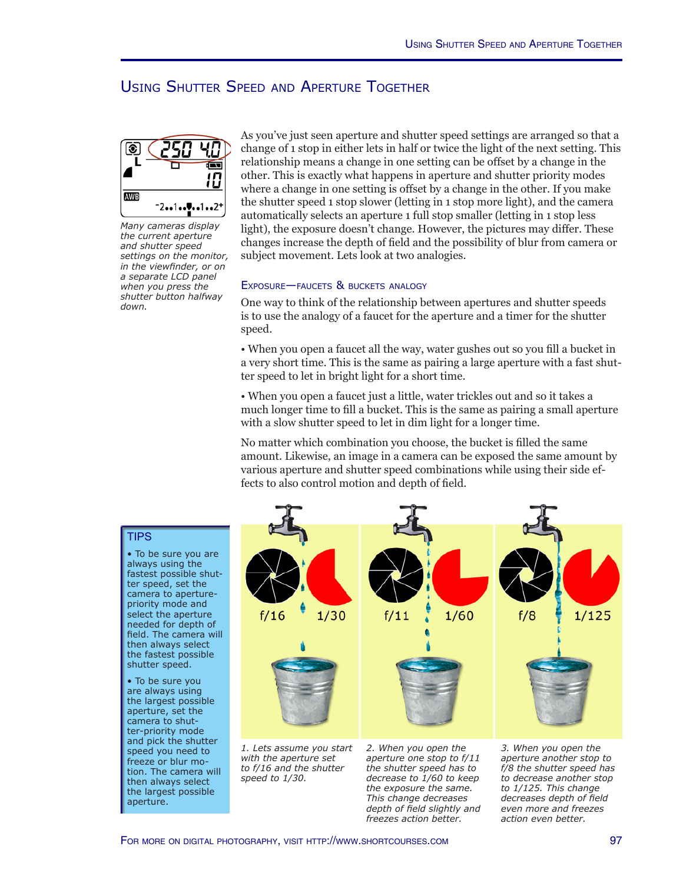# Using Shutter Speed and Aperture Together

As you've just seen aperture and shutter speed settings are arranged so that a change of 1 stop in either lets in half or twice the light of the next setting. This relationship means a change in one setting can be offset by a change in the other. This is exactly what happens in aperture and shutter priority modes where a change in one setting is offset by a change in the other. If you make the shutter speed 1 stop slower (letting in 1 stop more light), and the camera automatically selects an aperture 1 full stop smaller (letting in 1 stop less light), the exposure doesn't change. However, the pictures may differ. These changes increase the depth of field and the possibility of blur from camera or subject movement. Lets look at two analogies.

*Many cameras display the current aperture and shutter speed settings on the monitor, in the viewfinder, or on a separate LCD panel when you press the shutter button halfway down.*

### Exposure—faucets & buckets analogy

One way to think of the relationship between apertures and shutter speeds is to use the analogy of a faucet for the aperture and a timer for the shutter speed.

- When you open a faucet all the way, water gushes out so you fill a bucket in a very short time. This is the same as pairing a large aperture with a fast shutter speed to let in bright light for a short time.
- When you open a faucet just a little, water trickles out and so it takes a much longer time to fill a bucket. This is the same as pairing a small aperture with a slow shutter speed to let in dim light for a longer time.

No matter which combination you choose, the bucket is filled the same amount. Likewise, an image in a camera can be exposed the same amount by various aperture and shutter speed combinations while using their side effects to also control motion and depth of field.

**TIPS**

- To be sure you are always using the fastest possible shutter speed, set the camera to aperture-priority mode and select the aperture needed for depth of field. The camera will then always select the fastest possible shutter speed.
- To be sure you are always using the largest possible aperture, set the camera to shutter-priority mode and pick the shutter speed you need to freeze or blur motion. The camera will then always select the largest possible aperture.

*1. Lets assume you start with the aperture set to f/16 and the shutter speed to 1/30.*

*2. When you open the aperture one stop to f/11 the shutter speed has to decrease to 1/60 to keep the exposure the same. This change decreases depth of field slightly and freezes action better.*

*3. When you open the aperture another stop to f/8 the shutter speed has to decrease another stop to 1/125. This change decreases depth of field even more and freezes action even better.*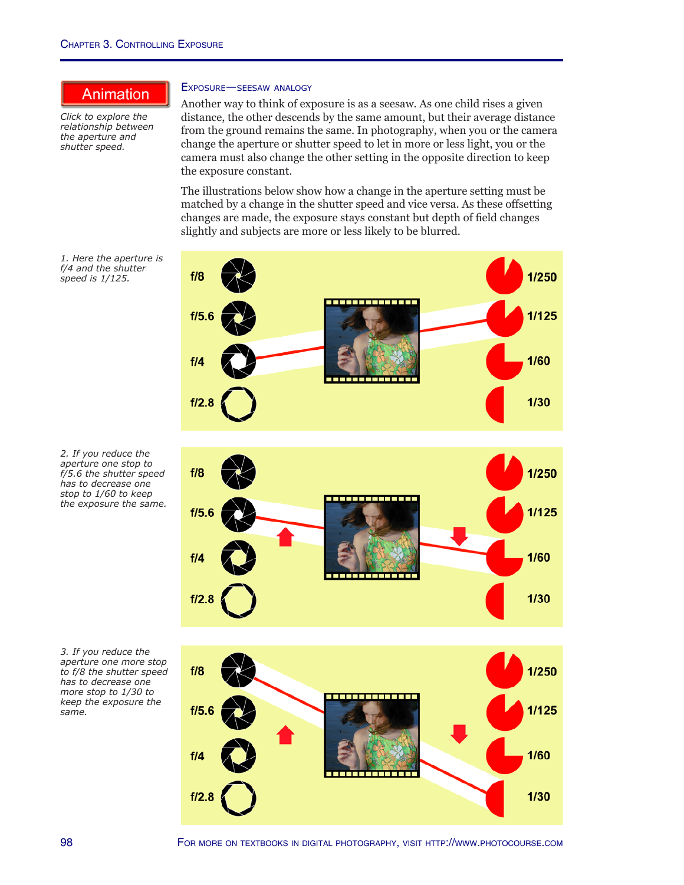**Animation**

*Click to explore the relationship between the aperture and shutter speed.*

## Exposure—seesaw analogy

Another way to think of exposure is as a seesaw. As one child rises a given distance, the other descends by the same amount, but their average distance from the ground remains the same. In photography, when you or the camera change the aperture or shutter speed to let in more or less light, you or the camera must also change the other setting in the opposite direction to keep the exposure constant.

The illustrations below show how a change in the aperture setting must be matched by a change in the shutter speed and vice versa. As these offsetting changes are made, the exposure stays constant but depth of field changes slightly and subjects are more or less likely to be blurred.

*1. Here the aperture is f/4 and the shutter speed is 1/125.*

f/8
f/5.6
f/4
f/2.8
1/250
1/125
1/60
1/30

*2. If you reduce the aperture one stop to f/5.6 the shutter speed has to decrease one stop to 1/60 to keep the exposure the same.*

f/8
f/5.6
f/4
f/2.8
1/250
1/125
1/60
1/30

*3. If you reduce the aperture one more stop to f/8 the shutter speed has to decrease one more stop to 1/30 to keep the exposure the same.*

f/8
f/5.6
f/4
f/2.8
1/250
1/125
1/60
1/30